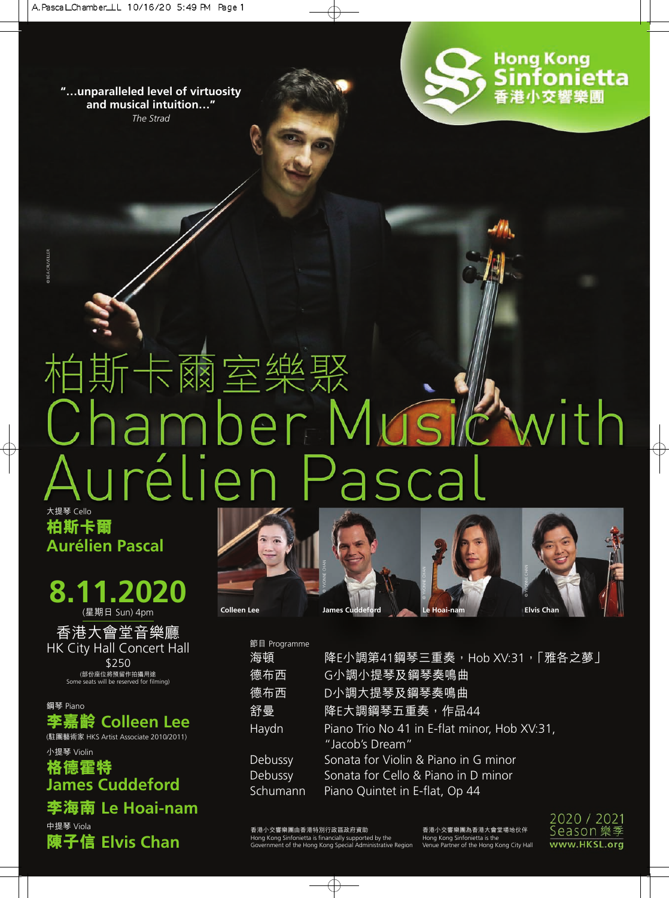> "…unparalleled level of virtuosity and musical intuition…"
> *The Strad*

**Hong Kong Sinfonietta**
**香港小交響樂團**

# 柏斯卡爾室樂聚
# Chamber Music with Aurélien Pascal

大提琴 Cello
**柏斯卡爾**
**Aurélien Pascal**

## 8.11.2020

(星期日 Sun) 4pm

香港大會堂音樂廳
HK City Hall Concert Hall

$250

(部份座位將預留作拍攝用途
Some seats will be reserved for filming)

鋼琴 Piano
**李嘉齡 Colleen Lee**
(駐團藝術家 HKS Artist Associate 2010/2011)

小提琴 Violin
**格德霍特**
**James Cuddeford**

**李海南 Le Hoai-nam**

中提琴 Viola
**陳子信 Elvis Chan**

Colleen Lee | James Cuddeford | Le Hoai-nam | Elvis Chan

節目 Programme

| | |
|---|---|
| 海頓 | 降E小調第41鋼琴三重奏，Hob XV:31，「雅各之夢」 |
| 德布西 | G小調小提琴及鋼琴奏鳴曲 |
| 德布西 | D小調大提琴及鋼琴奏鳴曲 |
| 舒曼 | 降E大調鋼琴五重奏，作品44 |
| Haydn | Piano Trio No 41 in E-flat minor, Hob XV:31, "Jacob's Dream" |
| Debussy | Sonata for Violin & Piano in G minor |
| Debussy | Sonata for Cello & Piano in D minor |
| Schumann | Piano Quintet in E-flat, Op 44 |

香港小交響樂團由香港特別行政區政府資助
Hong Kong Sinfonietta is financially supported by the Government of the Hong Kong Special Administrative Region

香港小交響樂團為香港大會堂場地伙伴
Hong Kong Sinfonietta is the Venue Partner of the Hong Kong City Hall

2020 / 2021 Season 樂季
www.HKSL.org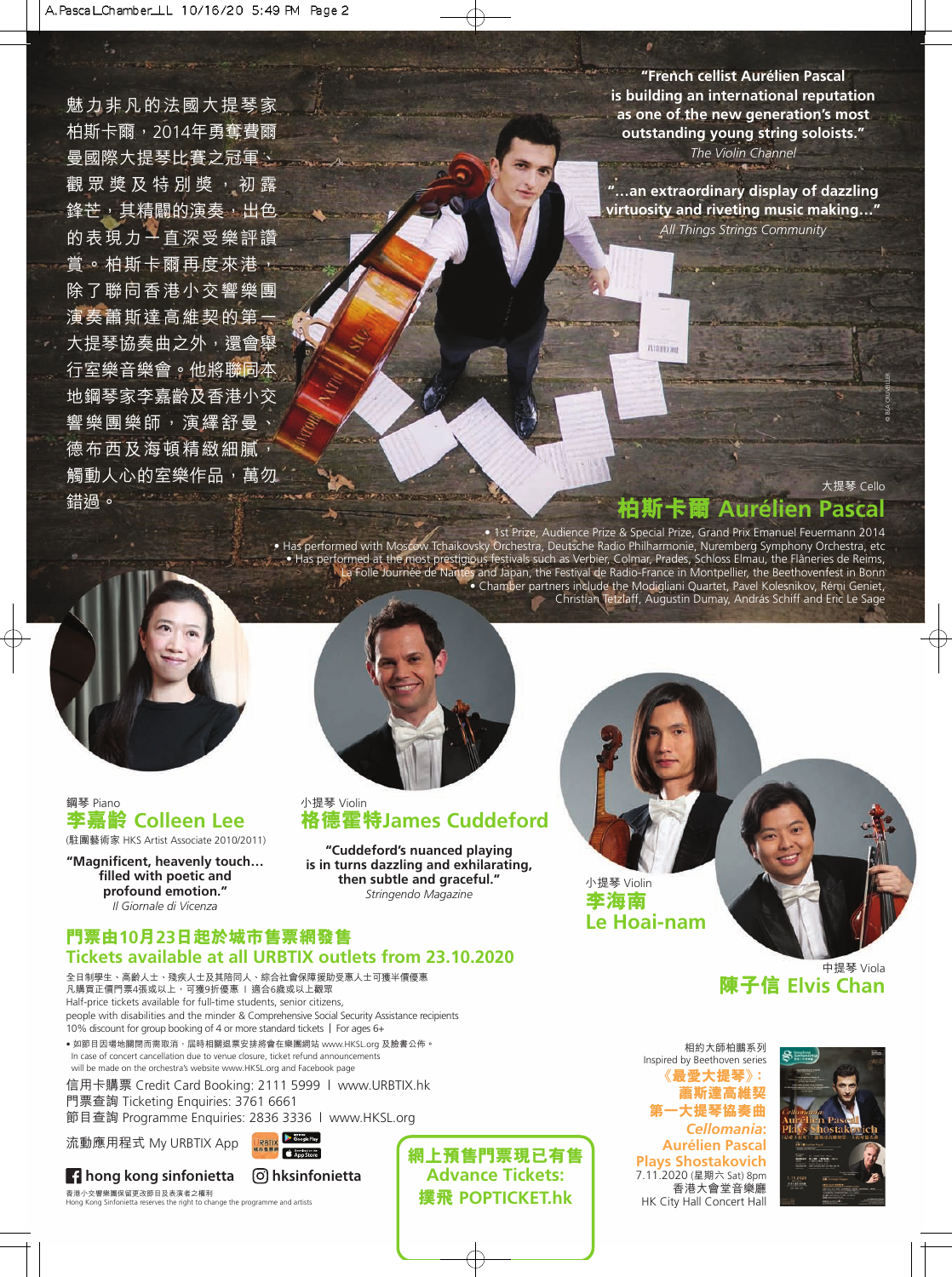魅力非凡的法國大提琴家柏斯卡爾，2014年勇奪費爾曼國際大提琴比賽之冠軍、觀眾獎及特別獎，初露鋒芒，其精闢的演奏，出色的表現力一直深受樂評讚賞。柏斯卡爾再度來港，除了聯同香港小交響樂團演奏蕭斯達高維契的第一大提琴協奏曲之外，還會舉行室樂音樂會。他將聯同本地鋼琴家李嘉齡及香港小交響樂團樂師，演繹舒曼、德布西及海頓精緻細膩，觸動人心的室樂作品，萬勿錯過。

**"French cellist Aurélien Pascal is building an international reputation as one of the new generation's most outstanding young string soloists."**
*The Violin Channel*

**"…an extraordinary display of dazzling virtuosity and riveting music making…"**
*All Things Strings Community*

大提琴 Cello

## 柏斯卡爾 Aurélien Pascal

- 1st Prize, Audience Prize & Special Prize, Grand Prix Emanuel Feuermann 2014
- Has performed with Moscow Tchaikovsky Orchestra, Deutsche Radio Philharmonie, Nuremberg Symphony Orchestra, etc
- Has performed at the most prestigious festivals such as Verbier, Colmar, Prades, Schloss Elmau, the Flâneries de Reims, La Folle Journée de Nantes and Japan, the Festival de Radio-France in Montpellier, the Beethovenfest in Bonn
- Chamber partners include the Modigliani Quartet, Pavel Kolesnikov, Rémi Geniet, Christian Tetzlaff, Augustin Dumay, András Schiff and Eric Le Sage

© BEA CRUVEILLER

鋼琴 Piano

### 李嘉齡 Colleen Lee

(駐團藝術家 HKS Artist Associate 2010/2011)

**"Magnificent, heavenly touch… filled with poetic and profound emotion."**
*Il Giornale di Vicenza*

小提琴 Violin

### 格德霍特James Cuddeford

**"Cuddeford's nuanced playing is in turns dazzling and exhilarating, then subtle and graceful."**
*Stringendo Magazine*

小提琴 Violin

### 李海南 Le Hoai-nam

中提琴 Viola

### 陳子信 Elvis Chan

## 門票由10月23日起於城市售票網發售
## Tickets available at all URBTIX outlets from 23.10.2020

全日制學生、高齡人士、殘疾人士及其陪同人、綜合社會保障援助受惠人士可獲半價優惠
凡購買正價門票4張或以上，可獲9折優惠 | 適合6歲或以上觀眾
Half-price tickets available for full-time students, senior citizens, people with disabilities and the minder & Comprehensive Social Security Assistance recipients
10% discount for group booking of 4 or more standard tickets | For ages 6+

- 如節目因場地關閉而需取消，屆時相關退票安排將會在樂團網站 www.HKSL.org 及臉書公佈。
  In case of concert cancellation due to venue closure, ticket refund announcements will be made on the orchestra's website www.HKSL.org and Facebook page

信用卡購票 Credit Card Booking: 2111 5999 | www.URBTIX.hk
門票查詢 Ticketing Enquiries: 3761 6661
節目查詢 Programme Enquiries: 2836 3336 | www.HKSL.org

流動應用程式 My URBTIX App

hong kong sinfonietta hksinfonietta

香港小交響樂團保留更改節目及表演者之權利
Hong Kong Sinfonietta reserves the right to change the programme and artists

**網上預售門票現已有售**
**Advance Tickets:**
**撲飛 POPTICKET.hk**

相約大師柏麟系列
Inspired by Beethoven series

**《最愛大提琴》：蕭斯達高維契第一大提琴協奏曲**
***Cellomania*: Aurélien Pascal Plays Shostakovich**

7.11.2020 (星期六 Sat) 8pm
香港大會堂音樂廳
HK City Hall Concert Hall